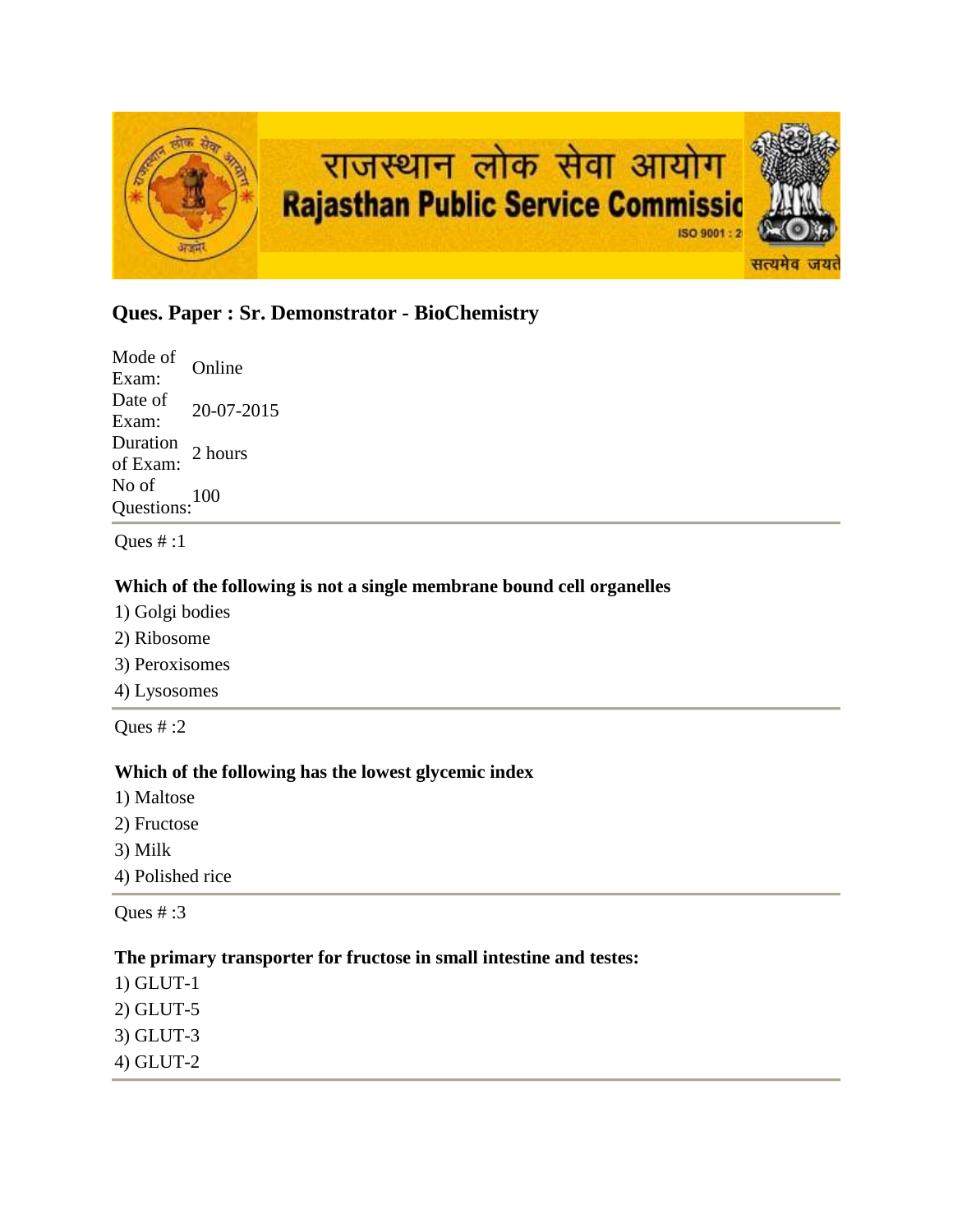राजस्थान लोक सेवा आयोग
Rajasthan Public Service Commission

## Ques. Paper : Sr. Demonstrator - BioChemistry

| | |
|---|---|
| Mode of Exam: | Online |
| Date of Exam: | 20-07-2015 |
| Duration of Exam: | 2 hours |
| No of Questions: | 100 |

Ques # :1

**Which of the following is not a single membrane bound cell organelles**

1) Golgi bodies
2) Ribosome
3) Peroxisomes
4) Lysosomes

Ques # :2

**Which of the following has the lowest glycemic index**

1) Maltose
2) Fructose
3) Milk
4) Polished rice

Ques # :3

**The primary transporter for fructose in small intestine and testes:**

1) GLUT-1
2) GLUT-5
3) GLUT-3
4) GLUT-2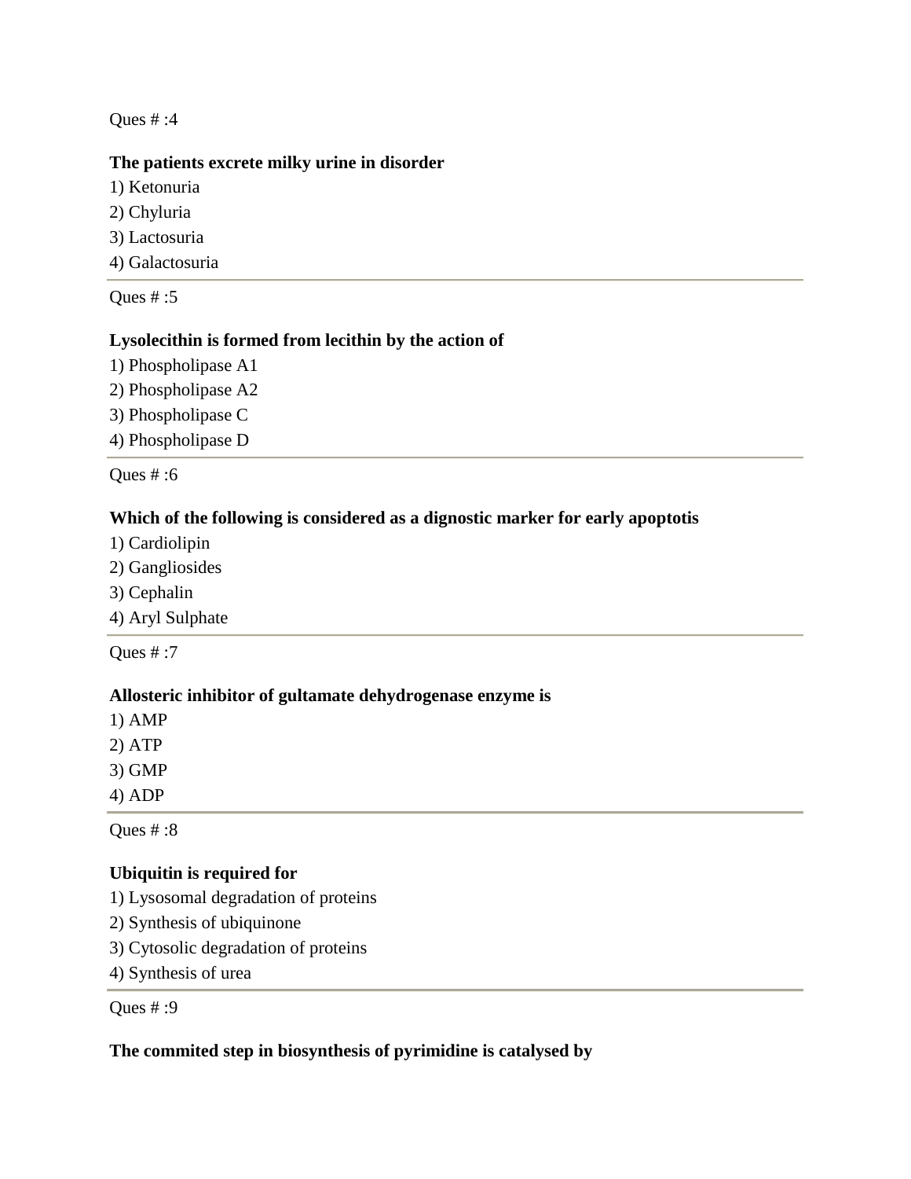Ques # :4

**The patients excrete milky urine in disorder**

1) Ketonuria
2) Chyluria
3) Lactosuria
4) Galactosuria

---

Ques # :5

**Lysolecithin is formed from lecithin by the action of**

1) Phospholipase A1
2) Phospholipase A2
3) Phospholipase C
4) Phospholipase D

---

Ques # :6

**Which of the following is considered as a dignostic marker for early apoptotis**

1) Cardiolipin
2) Gangliosides
3) Cephalin
4) Aryl Sulphate

---

Ques # :7

**Allosteric inhibitor of gultamate dehydrogenase enzyme is**

1) AMP
2) ATP
3) GMP
4) ADP

---

Ques # :8

**Ubiquitin is required for**

1) Lysosomal degradation of proteins
2) Synthesis of ubiquinone
3) Cytosolic degradation of proteins
4) Synthesis of urea

---

Ques # :9

**The commited step in biosynthesis of pyrimidine is catalysed by**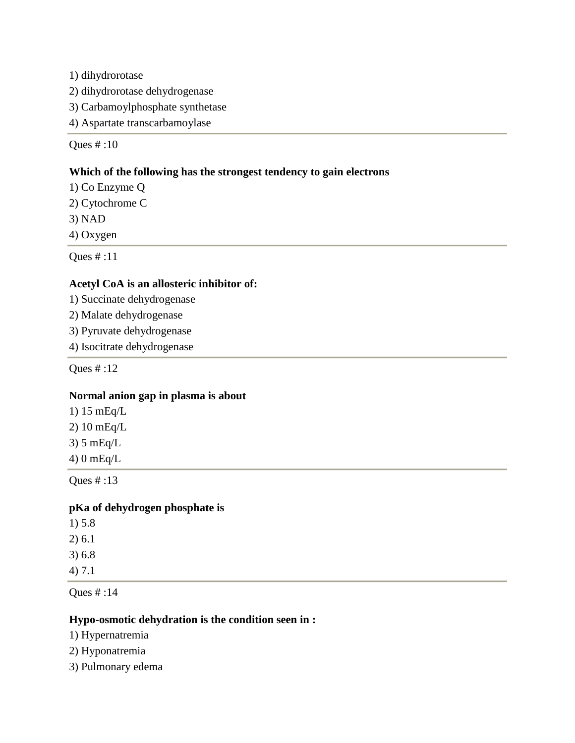1) dihydrorotase
2) dihydrorotase dehydrogenase
3) Carbamoylphosphate synthetase
4) Aspartate transcarbamoylase

---

Ques # :10

**Which of the following has the strongest tendency to gain electrons**

1) Co Enzyme Q
2) Cytochrome C
3) NAD
4) Oxygen

---

Ques # :11

**Acetyl CoA is an allosteric inhibitor of:**

1) Succinate dehydrogenase
2) Malate dehydrogenase
3) Pyruvate dehydrogenase
4) Isocitrate dehydrogenase

---

Ques # :12

**Normal anion gap in plasma is about**

1) 15 mEq/L
2) 10 mEq/L
3) 5 mEq/L
4) 0 mEq/L

---

Ques # :13

**pKa of dehydrogen phosphate is**

1) 5.8
2) 6.1
3) 6.8
4) 7.1

---

Ques # :14

**Hypo-osmotic dehydration is the condition seen in :**

1) Hypernatremia
2) Hyponatremia
3) Pulmonary edema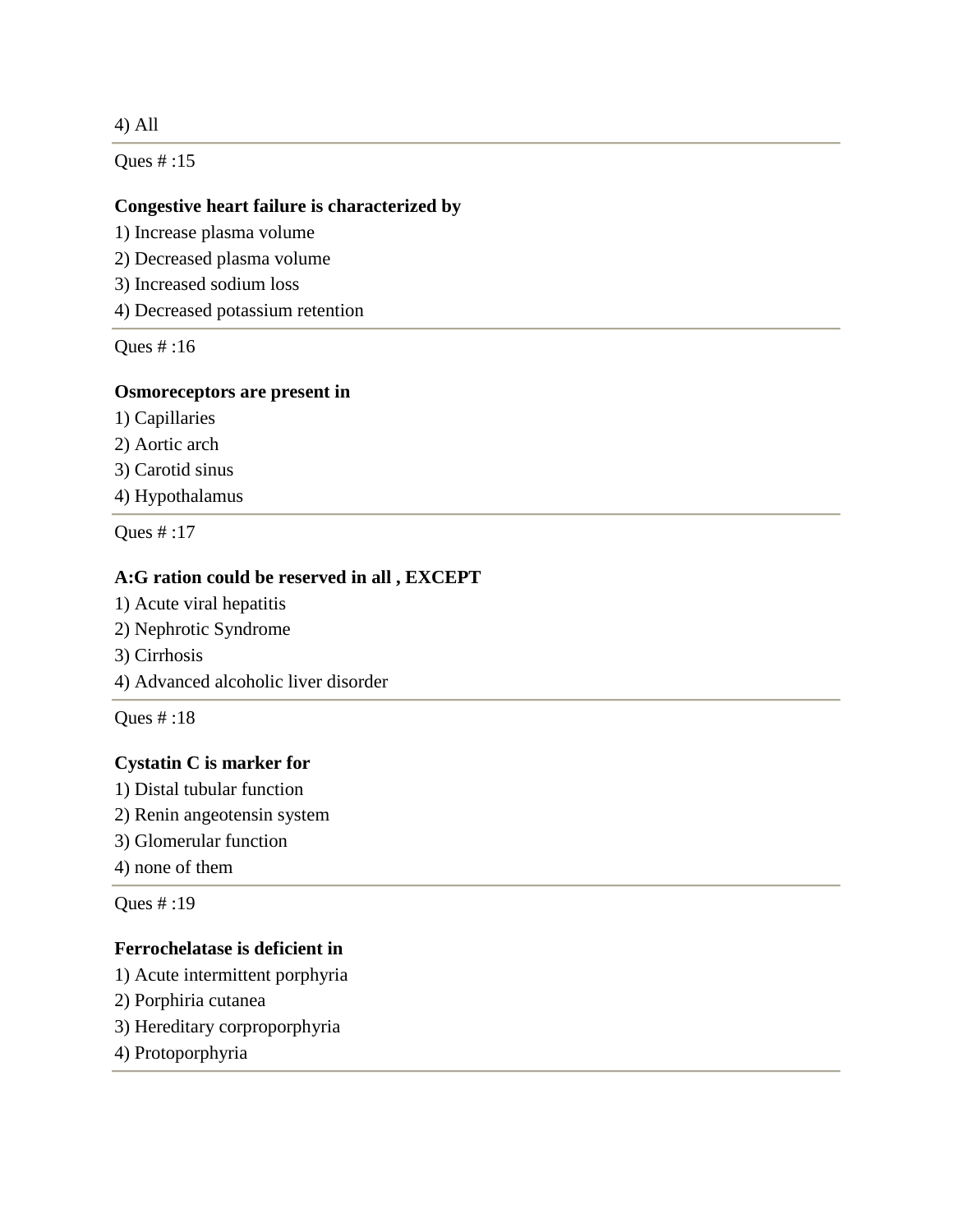4) All

---

Ques # :15

**Congestive heart failure is characterized by**

1) Increase plasma volume
2) Decreased plasma volume
3) Increased sodium loss
4) Decreased potassium retention

---

Ques # :16

**Osmoreceptors are present in**

1) Capillaries
2) Aortic arch
3) Carotid sinus
4) Hypothalamus

---

Ques # :17

**A:G ration could be reserved in all , EXCEPT**

1) Acute viral hepatitis
2) Nephrotic Syndrome
3) Cirrhosis
4) Advanced alcoholic liver disorder

---

Ques # :18

**Cystatin C is marker for**

1) Distal tubular function
2) Renin angeotensin system
3) Glomerular function
4) none of them

---

Ques # :19

**Ferrochelatase is deficient in**

1) Acute intermittent porphyria
2) Porphiria cutanea
3) Hereditary corproporphyria
4) Protoporphyria

---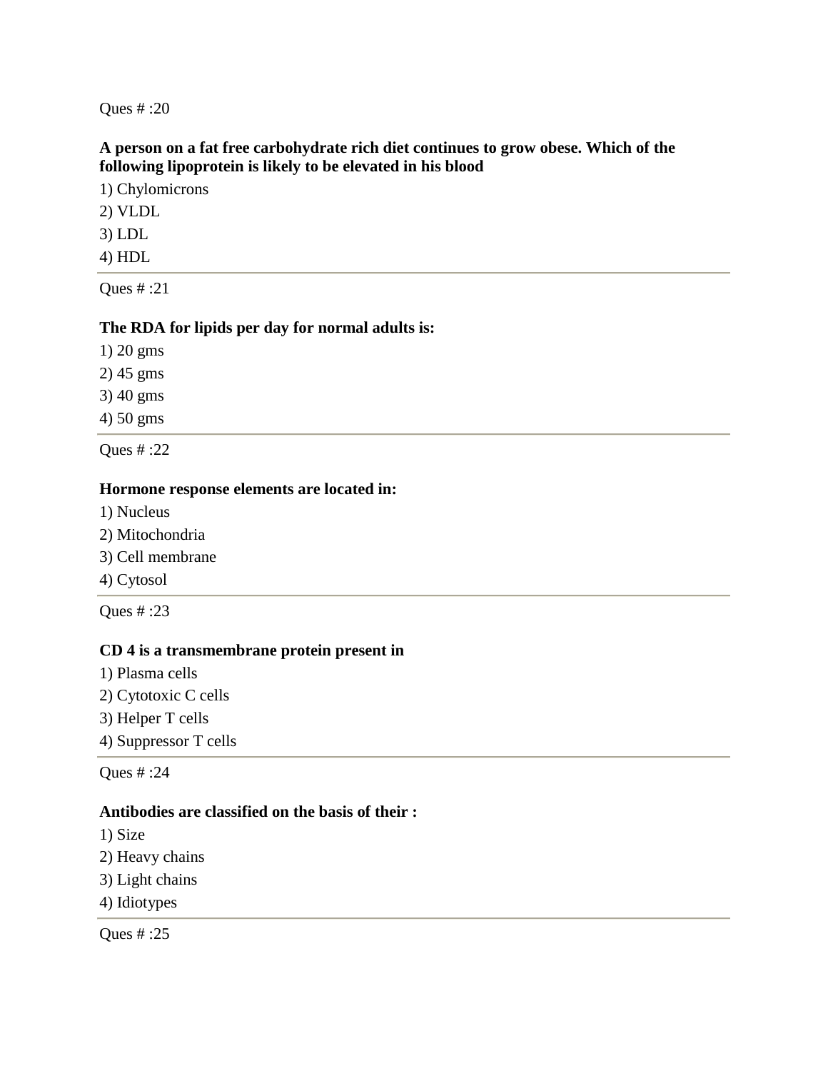Ques # :20

**A person on a fat free carbohydrate rich diet continues to grow obese. Which of the following lipoprotein is likely to be elevated in his blood**

1) Chylomicrons
2) VLDL
3) LDL
4) HDL

---

Ques # :21

**The RDA for lipids per day for normal adults is:**

1) 20 gms
2) 45 gms
3) 40 gms
4) 50 gms

---

Ques # :22

**Hormone response elements are located in:**

1) Nucleus
2) Mitochondria
3) Cell membrane
4) Cytosol

---

Ques # :23

**CD 4 is a transmembrane protein present in**

1) Plasma cells
2) Cytotoxic C cells
3) Helper T cells
4) Suppressor T cells

---

Ques # :24

**Antibodies are classified on the basis of their :**

1) Size
2) Heavy chains
3) Light chains
4) Idiotypes

---

Ques # :25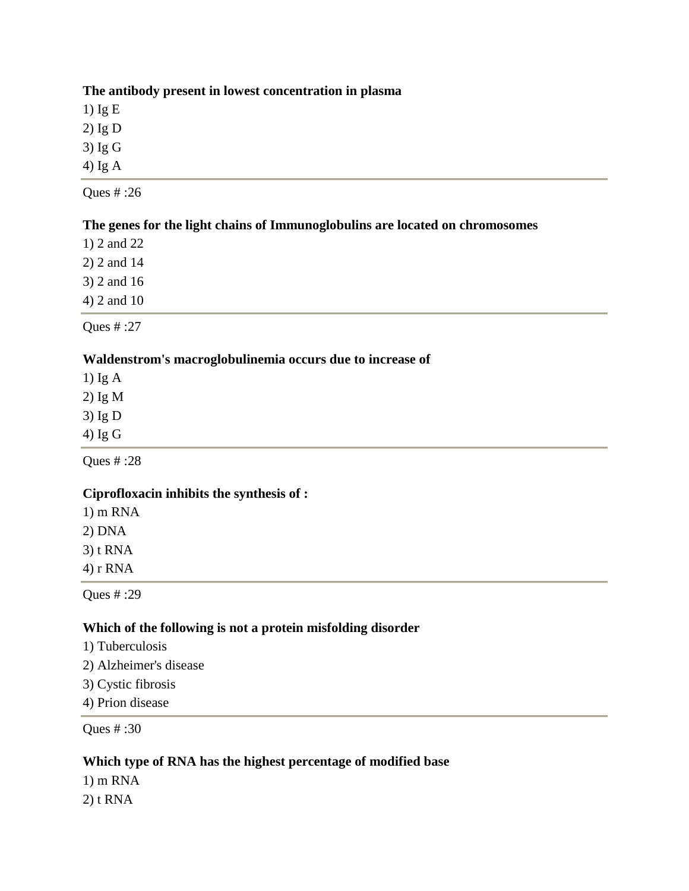**The antibody present in lowest concentration in plasma**

1) Ig E
2) Ig D
3) Ig G
4) Ig A

---

Ques # :26

**The genes for the light chains of Immunoglobulins are located on chromosomes**

1) 2 and 22
2) 2 and 14
3) 2 and 16
4) 2 and 10

---

Ques # :27

**Waldenstrom's macroglobulinemia occurs due to increase of**

1) Ig A
2) Ig M
3) Ig D
4) Ig G

---

Ques # :28

**Ciprofloxacin inhibits the synthesis of :**

1) m RNA
2) DNA
3) t RNA
4) r RNA

---

Ques # :29

**Which of the following is not a protein misfolding disorder**

1) Tuberculosis
2) Alzheimer's disease
3) Cystic fibrosis
4) Prion disease

---

Ques # :30

**Which type of RNA has the highest percentage of modified base**

1) m RNA
2) t RNA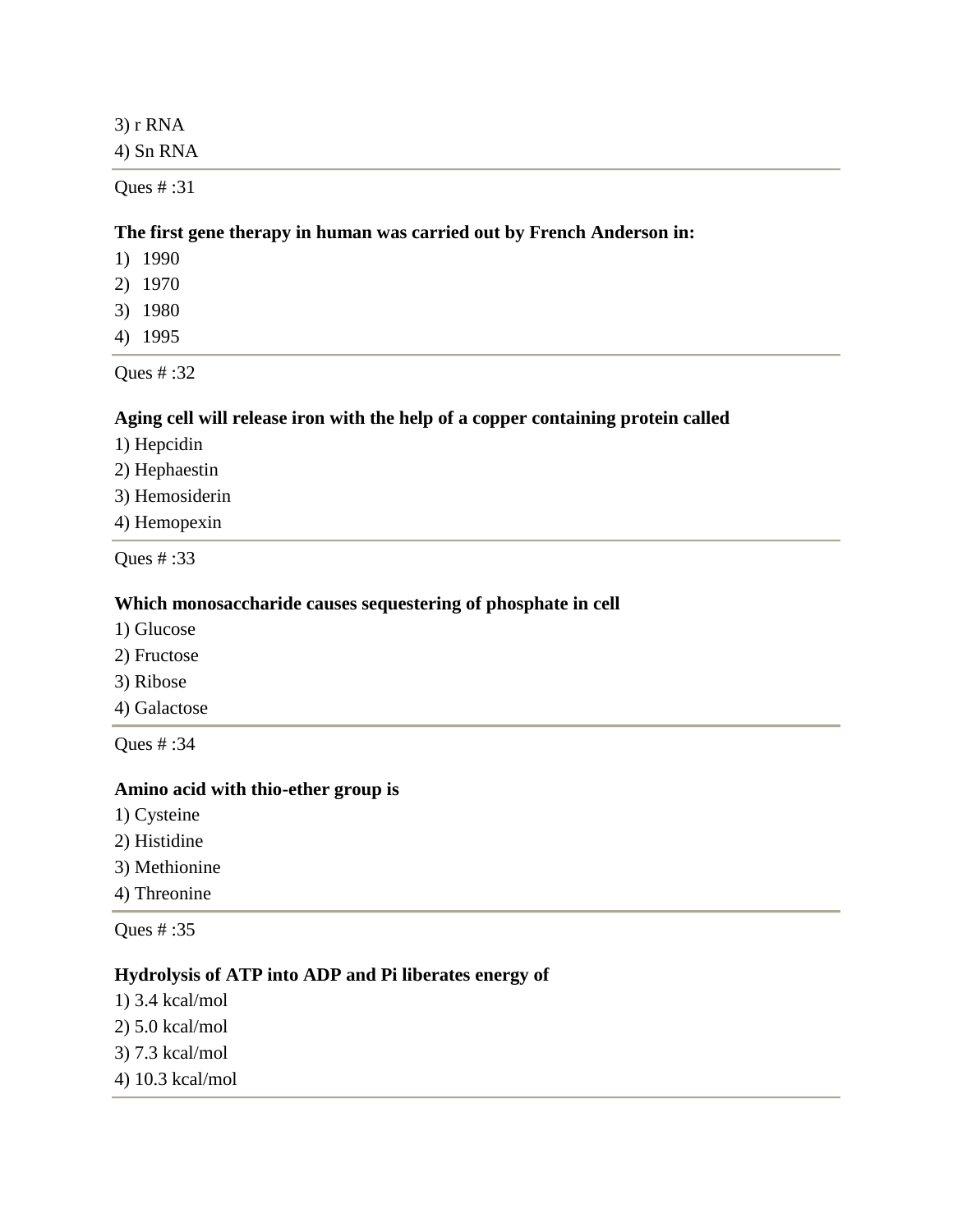3) r RNA

4) Sn RNA

---

Ques # :31

**The first gene therapy in human was carried out by French Anderson in:**

1) 1990

2) 1970

3) 1980

4) 1995

---

Ques # :32

**Aging cell will release iron with the help of a copper containing protein called**

1) Hepcidin

2) Hephaestin

3) Hemosiderin

4) Hemopexin

---

Ques # :33

**Which monosaccharide causes sequestering of phosphate in cell**

1) Glucose

2) Fructose

3) Ribose

4) Galactose

---

Ques # :34

**Amino acid with thio-ether group is**

1) Cysteine

2) Histidine

3) Methionine

4) Threonine

---

Ques # :35

**Hydrolysis of ATP into ADP and Pi liberates energy of**

1) 3.4 kcal/mol

2) 5.0 kcal/mol

3) 7.3 kcal/mol

4) 10.3 kcal/mol

---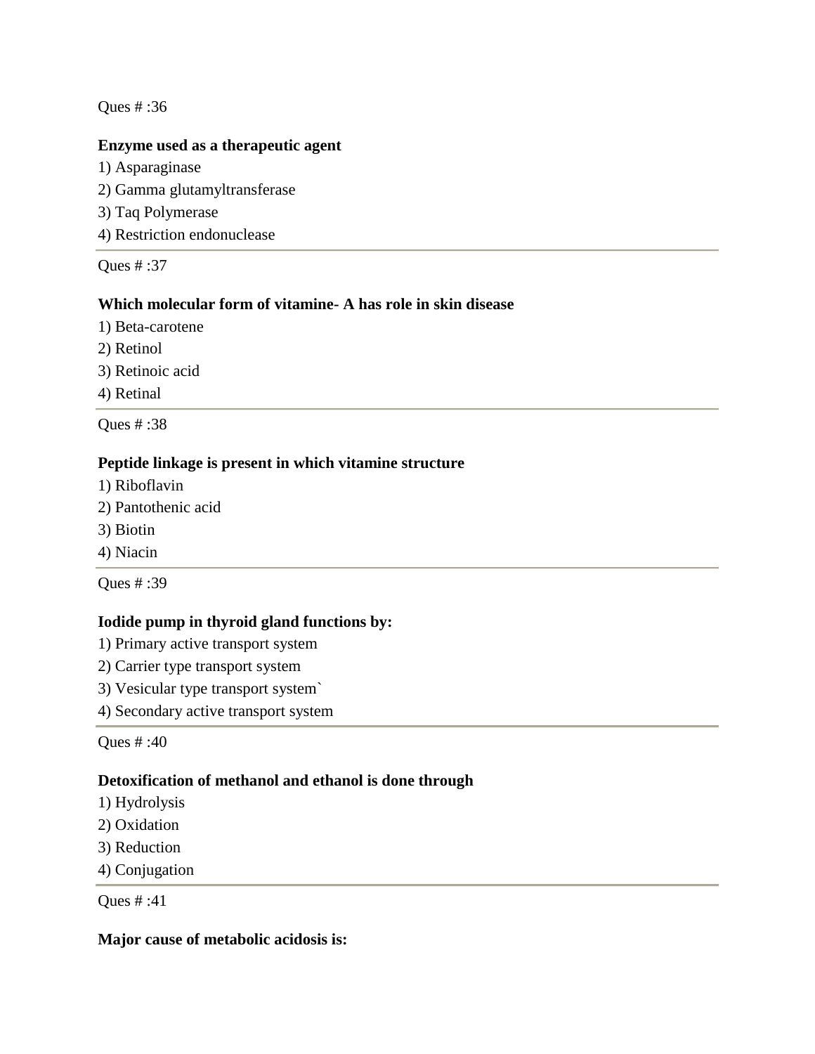Ques # :36

**Enzyme used as a therapeutic agent**

1) Asparaginase
2) Gamma glutamyltransferase
3) Taq Polymerase
4) Restriction endonuclease

---

Ques # :37

**Which molecular form of vitamine- A has role in skin disease**

1) Beta-carotene
2) Retinol
3) Retinoic acid
4) Retinal

---

Ques # :38

**Peptide linkage is present in which vitamine structure**

1) Riboflavin
2) Pantothenic acid
3) Biotin
4) Niacin

---

Ques # :39

**Iodide pump in thyroid gland functions by:**

1) Primary active transport system
2) Carrier type transport system
3) Vesicular type transport system`
4) Secondary active transport system

---

Ques # :40

**Detoxification of methanol and ethanol is done through**

1) Hydrolysis
2) Oxidation
3) Reduction
4) Conjugation

---

Ques # :41

**Major cause of metabolic acidosis is:**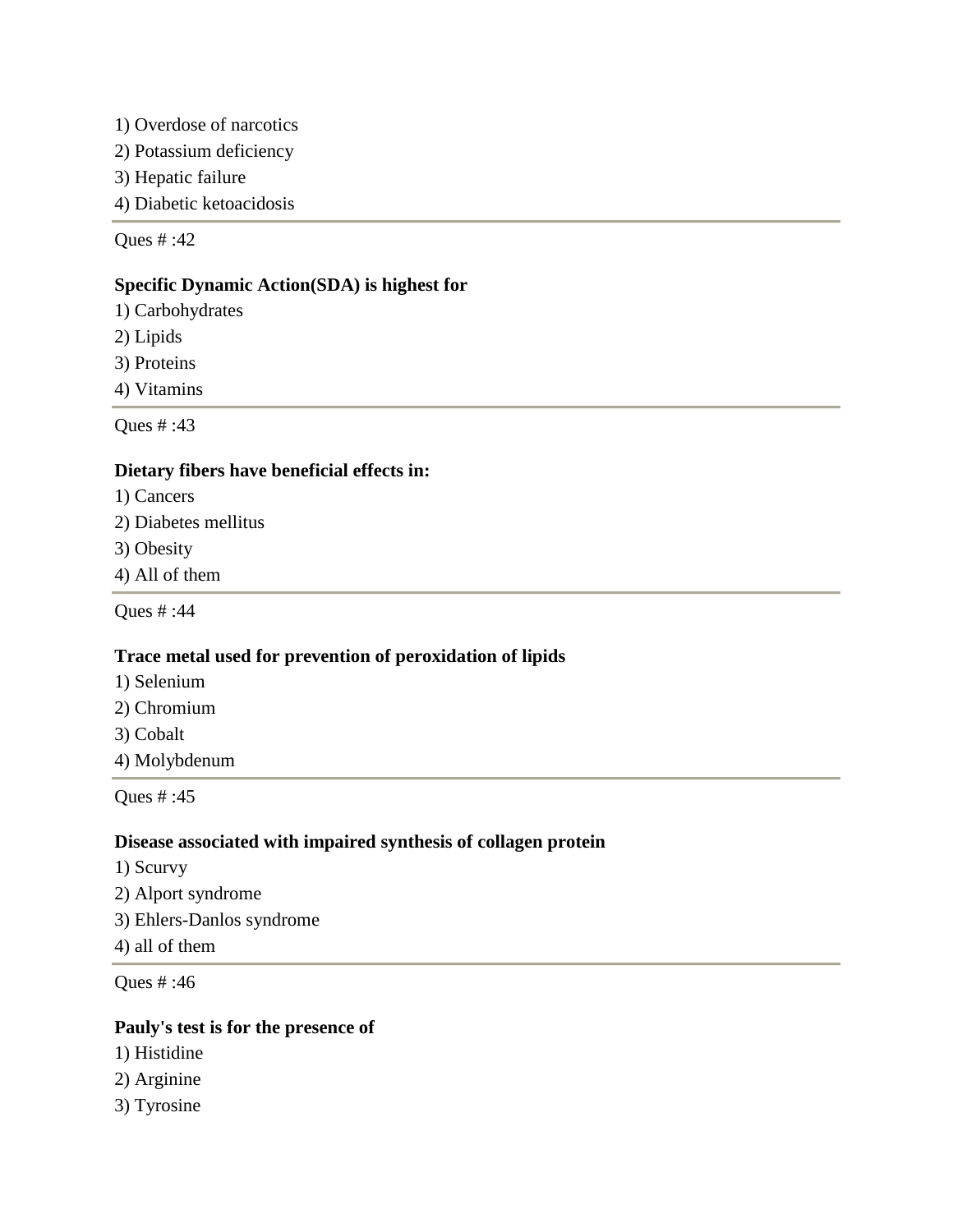1) Overdose of narcotics
2) Potassium deficiency
3) Hepatic failure
4) Diabetic ketoacidosis

---

Ques # :42

**Specific Dynamic Action(SDA) is highest for**

1) Carbohydrates
2) Lipids
3) Proteins
4) Vitamins

---

Ques # :43

**Dietary fibers have beneficial effects in:**

1) Cancers
2) Diabetes mellitus
3) Obesity
4) All of them

---

Ques # :44

**Trace metal used for prevention of peroxidation of lipids**

1) Selenium
2) Chromium
3) Cobalt
4) Molybdenum

---

Ques # :45

**Disease associated with impaired synthesis of collagen protein**

1) Scurvy
2) Alport syndrome
3) Ehlers-Danlos syndrome
4) all of them

---

Ques # :46

**Pauly's test is for the presence of**

1) Histidine
2) Arginine
3) Tyrosine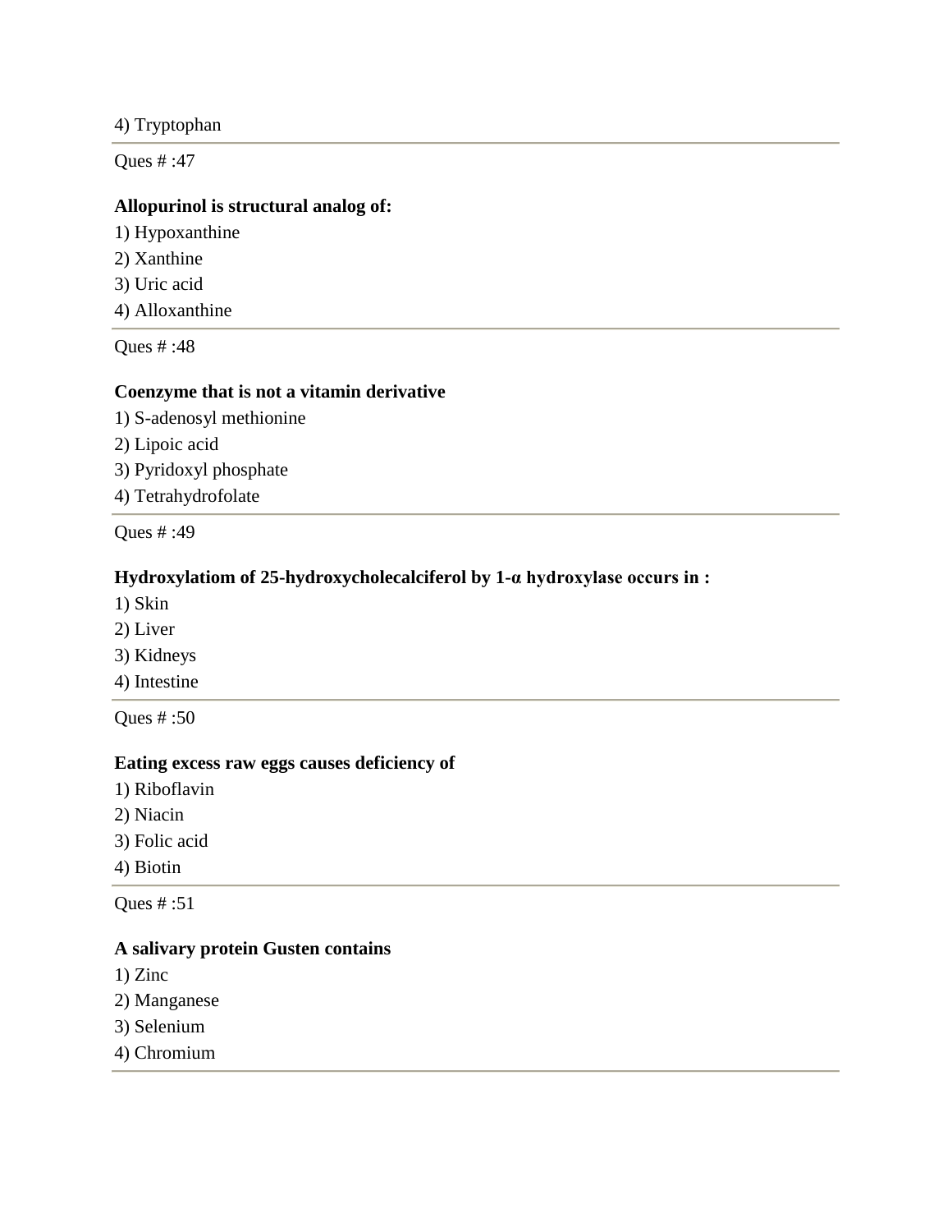4) Tryptophan

---

Ques # :47

**Allopurinol is structural analog of:**

1) Hypoxanthine
2) Xanthine
3) Uric acid
4) Alloxanthine

---

Ques # :48

**Coenzyme that is not a vitamin derivative**

1) S-adenosyl methionine
2) Lipoic acid
3) Pyridoxyl phosphate
4) Tetrahydrofolate

---

Ques # :49

**Hydroxylatiom of 25-hydroxycholecalciferol by 1-α hydroxylase occurs in :**

1) Skin
2) Liver
3) Kidneys
4) Intestine

---

Ques # :50

**Eating excess raw eggs causes deficiency of**

1) Riboflavin
2) Niacin
3) Folic acid
4) Biotin

---

Ques # :51

**A salivary protein Gusten contains**

1) Zinc
2) Manganese
3) Selenium
4) Chromium

---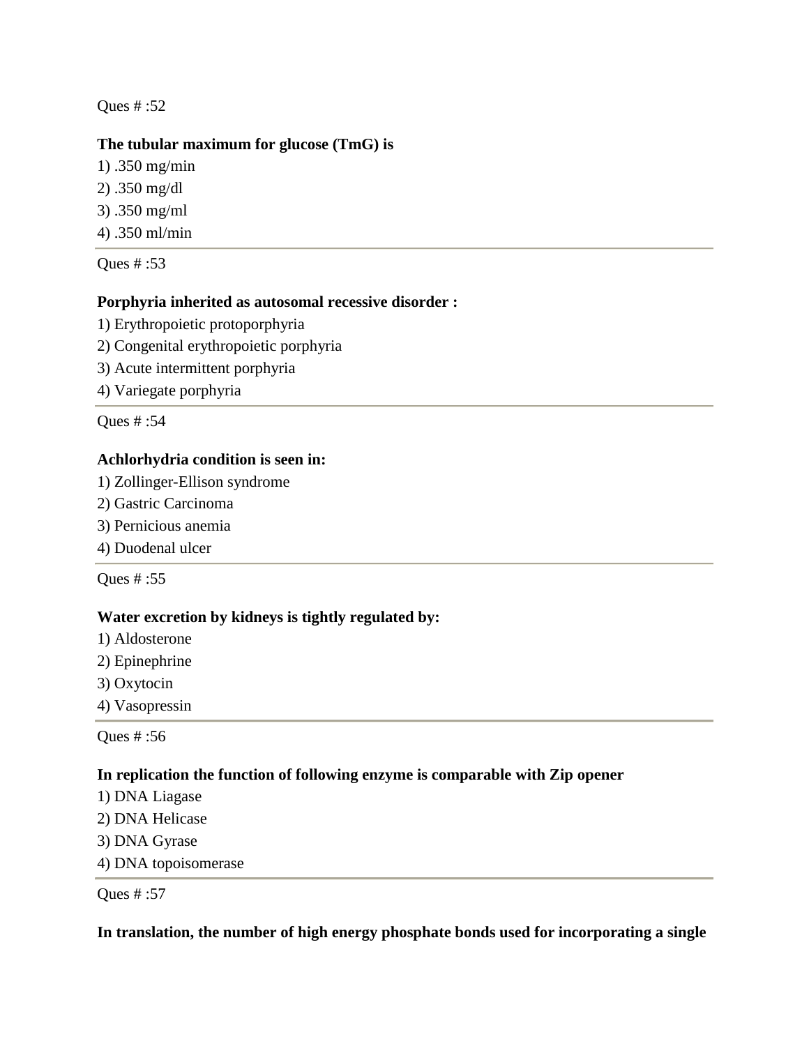Ques # :52

**The tubular maximum for glucose (TmG) is**

1) .350 mg/min
2) .350 mg/dl
3) .350 mg/ml
4) .350 ml/min

---

Ques # :53

**Porphyria inherited as autosomal recessive disorder :**

1) Erythropoietic protoporphyria
2) Congenital erythropoietic porphyria
3) Acute intermittent porphyria
4) Variegate porphyria

---

Ques # :54

**Achlorhydria condition is seen in:**

1) Zollinger-Ellison syndrome
2) Gastric Carcinoma
3) Pernicious anemia
4) Duodenal ulcer

---

Ques # :55

**Water excretion by kidneys is tightly regulated by:**

1) Aldosterone
2) Epinephrine
3) Oxytocin
4) Vasopressin

---

Ques # :56

**In replication the function of following enzyme is comparable with Zip opener**

1) DNA Liagase
2) DNA Helicase
3) DNA Gyrase
4) DNA topoisomerase

---

Ques # :57

**In translation, the number of high energy phosphate bonds used for incorporating a single**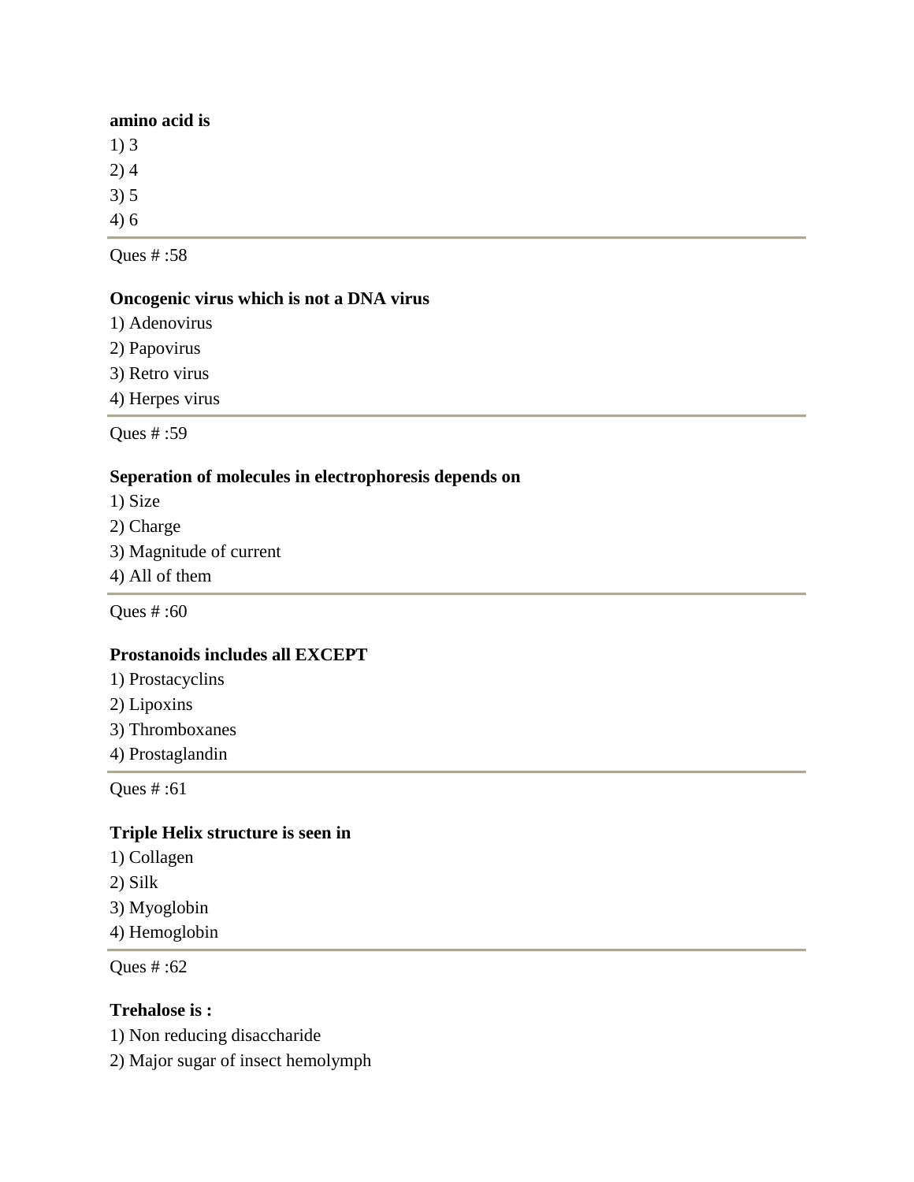**amino acid is**

1) 3
2) 4
3) 5
4) 6

---

Ques # :58

**Oncogenic virus which is not a DNA virus**

1) Adenovirus
2) Papovirus
3) Retro virus
4) Herpes virus

---

Ques # :59

**Seperation of molecules in electrophoresis depends on**

1) Size
2) Charge
3) Magnitude of current
4) All of them

---

Ques # :60

**Prostanoids includes all EXCEPT**

1) Prostacyclins
2) Lipoxins
3) Thromboxanes
4) Prostaglandin

---

Ques # :61

**Triple Helix structure is seen in**

1) Collagen
2) Silk
3) Myoglobin
4) Hemoglobin

---

Ques # :62

**Trehalose is :**

1) Non reducing disaccharide
2) Major sugar of insect hemolymph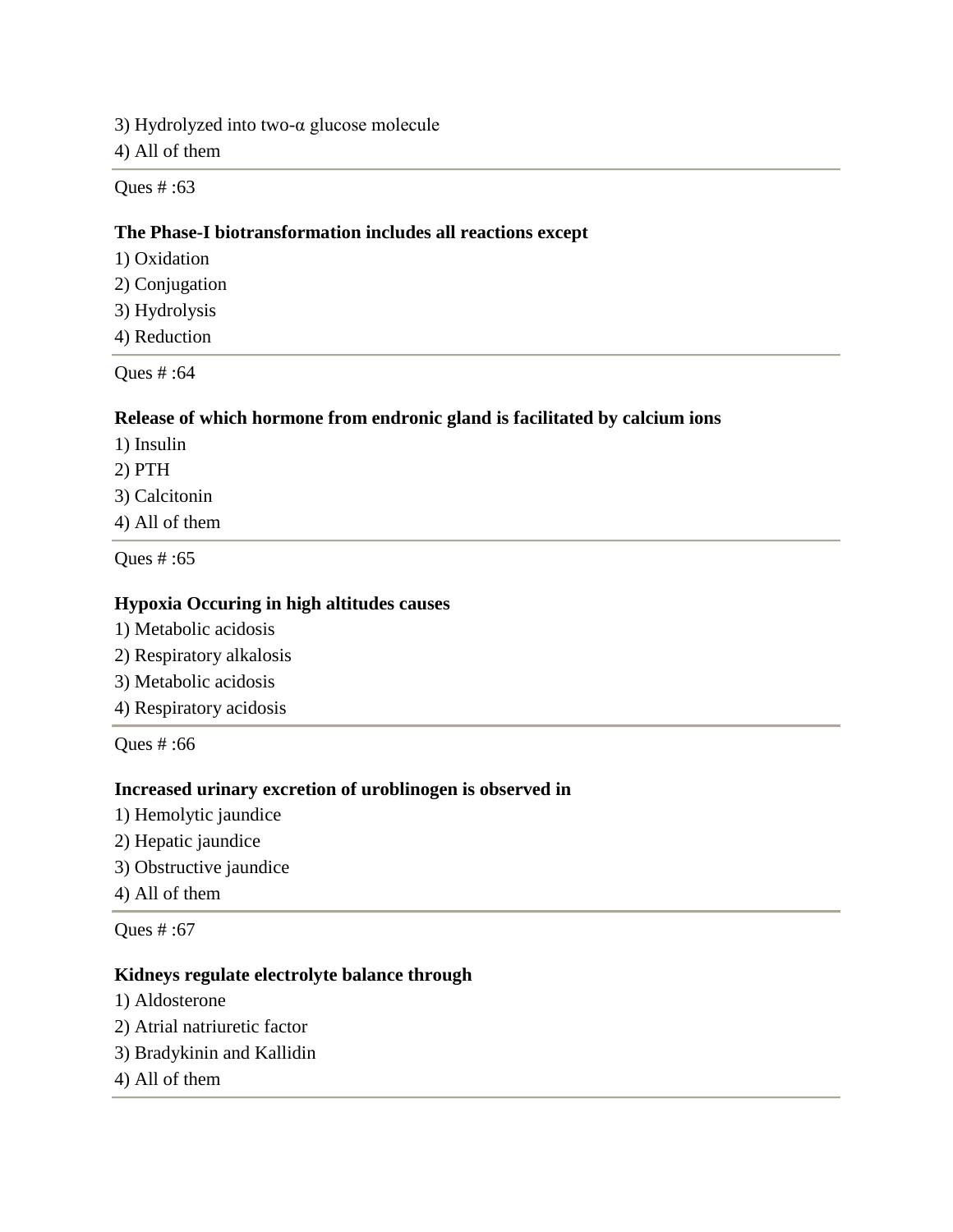3) Hydrolyzed into two-α glucose molecule
4) All of them

---

Ques # :63

**The Phase-I biotransformation includes all reactions except**

1) Oxidation
2) Conjugation
3) Hydrolysis
4) Reduction

---

Ques # :64

**Release of which hormone from endronic gland is facilitated by calcium ions**

1) Insulin
2) PTH
3) Calcitonin
4) All of them

---

Ques # :65

**Hypoxia Occuring in high altitudes causes**

1) Metabolic acidosis
2) Respiratory alkalosis
3) Metabolic acidosis
4) Respiratory acidosis

---

Ques # :66

**Increased urinary excretion of uroblinogen is observed in**

1) Hemolytic jaundice
2) Hepatic jaundice
3) Obstructive jaundice
4) All of them

---

Ques # :67

**Kidneys regulate electrolyte balance through**

1) Aldosterone
2) Atrial natriuretic factor
3) Bradykinin and Kallidin
4) All of them

---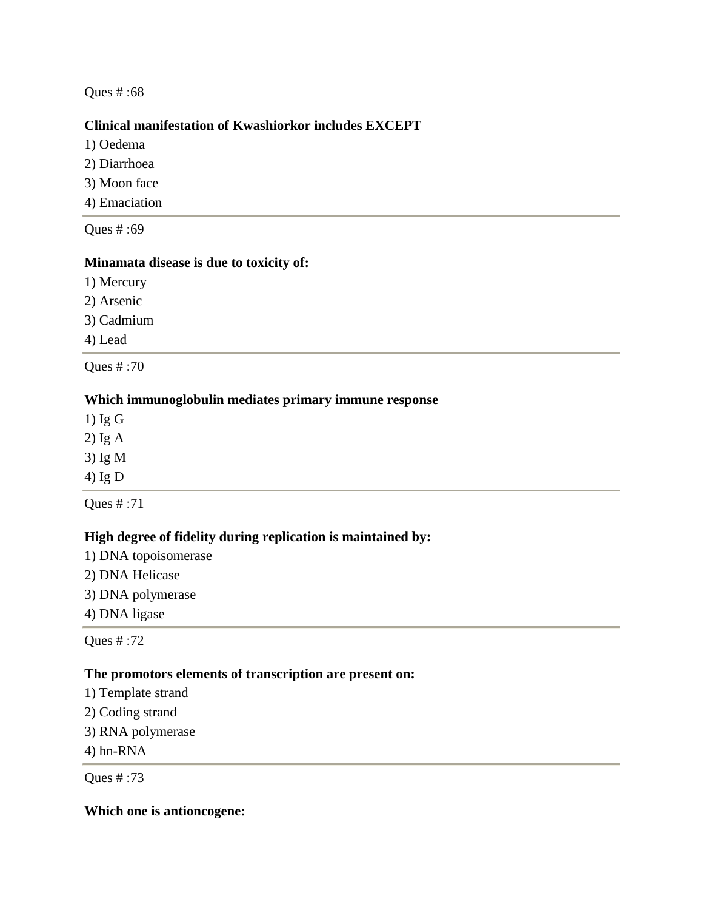Ques # :68

**Clinical manifestation of Kwashiorkor includes EXCEPT**

1) Oedema
2) Diarrhoea
3) Moon face
4) Emaciation

---

Ques # :69

**Minamata disease is due to toxicity of:**

1) Mercury
2) Arsenic
3) Cadmium
4) Lead

---

Ques # :70

**Which immunoglobulin mediates primary immune response**

1) Ig G
2) Ig A
3) Ig M
4) Ig D

---

Ques # :71

**High degree of fidelity during replication is maintained by:**

1) DNA topoisomerase
2) DNA Helicase
3) DNA polymerase
4) DNA ligase

---

Ques # :72

**The promotors elements of transcription are present on:**

1) Template strand
2) Coding strand
3) RNA polymerase
4) hn-RNA

---

Ques # :73

**Which one is antioncogene:**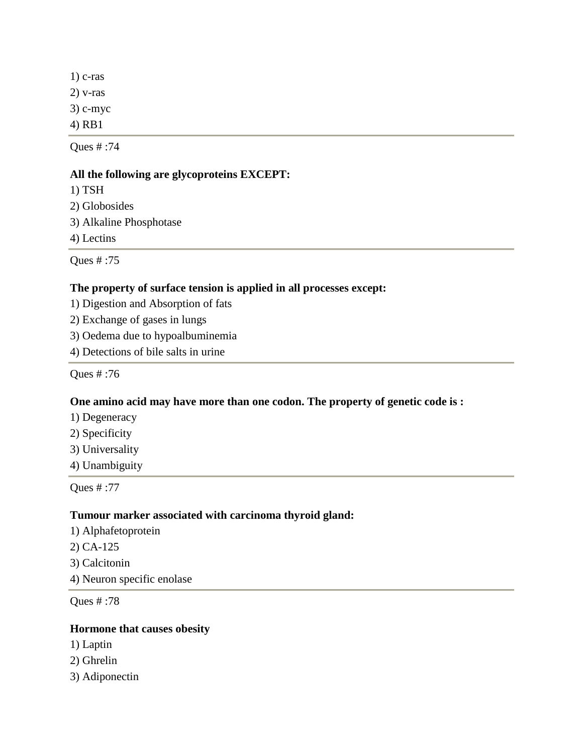1) c-ras
2) v-ras
3) c-myc
4) RB1

---

Ques # :74

**All the following are glycoproteins EXCEPT:**

1) TSH
2) Globosides
3) Alkaline Phosphotase
4) Lectins

---

Ques # :75

**The property of surface tension is applied in all processes except:**

1) Digestion and Absorption of fats
2) Exchange of gases in lungs
3) Oedema due to hypoalbuminemia
4) Detections of bile salts in urine

---

Ques # :76

**One amino acid may have more than one codon. The property of genetic code is :**

1) Degeneracy
2) Specificity
3) Universality
4) Unambiguity

---

Ques # :77

**Tumour marker associated with carcinoma thyroid gland:**

1) Alphafetoprotein
2) CA-125
3) Calcitonin
4) Neuron specific enolase

---

Ques # :78

**Hormone that causes obesity**

1) Laptin
2) Ghrelin
3) Adiponectin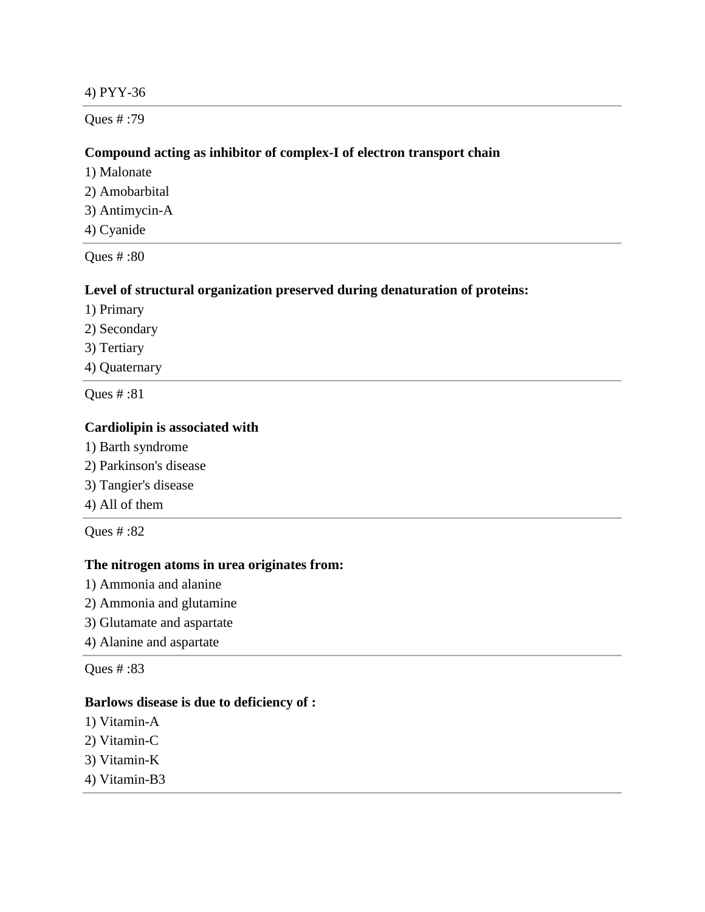4) PYY-36

Ques # :79

**Compound acting as inhibitor of complex-I of electron transport chain**

1) Malonate
2) Amobarbital
3) Antimycin-A
4) Cyanide

Ques # :80

**Level of structural organization preserved during denaturation of proteins:**

1) Primary
2) Secondary
3) Tertiary
4) Quaternary

Ques # :81

**Cardiolipin is associated with**

1) Barth syndrome
2) Parkinson's disease
3) Tangier's disease
4) All of them

Ques # :82

**The nitrogen atoms in urea originates from:**

1) Ammonia and alanine
2) Ammonia and glutamine
3) Glutamate and aspartate
4) Alanine and aspartate

Ques # :83

**Barlows disease is due to deficiency of :**

1) Vitamin-A
2) Vitamin-C
3) Vitamin-K
4) Vitamin-B3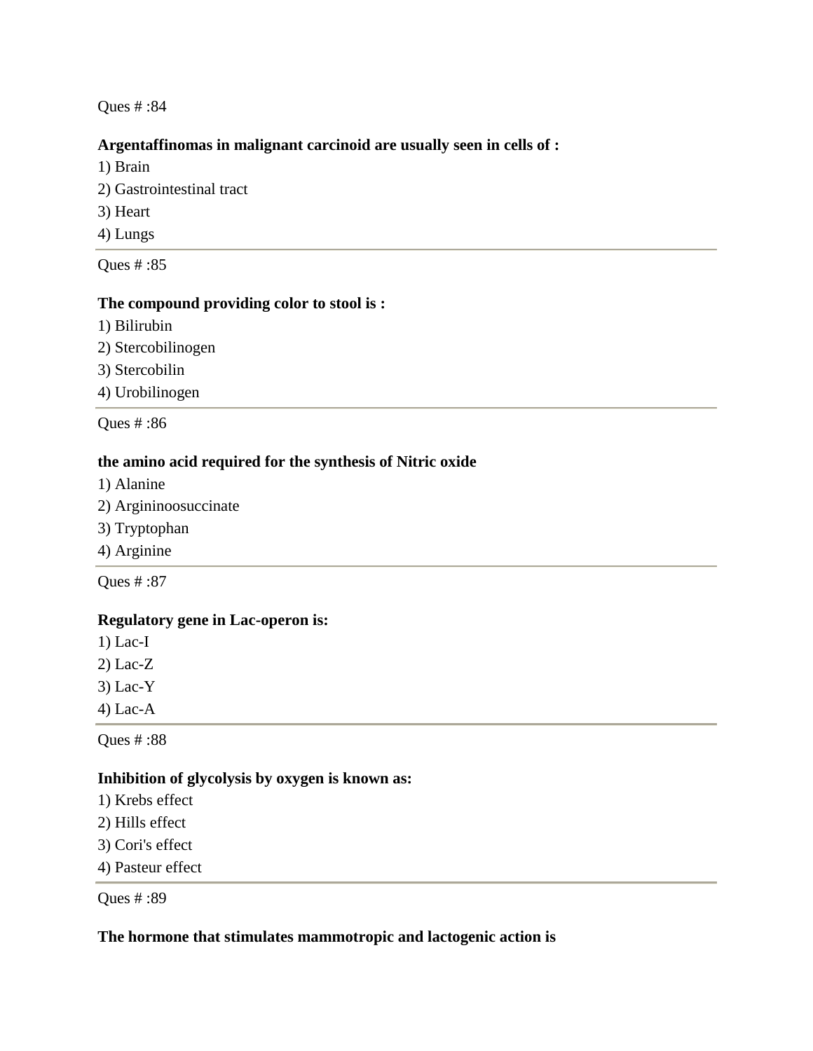Ques # :84

**Argentaffinomas in malignant carcinoid are usually seen in cells of :**

1) Brain
2) Gastrointestinal tract
3) Heart
4) Lungs

---

Ques # :85

**The compound providing color to stool is :**

1) Bilirubin
2) Stercobilinogen
3) Stercobilin
4) Urobilinogen

---

Ques # :86

**the amino acid required for the synthesis of Nitric oxide**

1) Alanine
2) Argininoosuccinate
3) Tryptophan
4) Arginine

---

Ques # :87

**Regulatory gene in Lac-operon is:**

1) Lac-I
2) Lac-Z
3) Lac-Y
4) Lac-A

---

Ques # :88

**Inhibition of glycolysis by oxygen is known as:**

1) Krebs effect
2) Hills effect
3) Cori's effect
4) Pasteur effect

---

Ques # :89

**The hormone that stimulates mammotropic and lactogenic action is**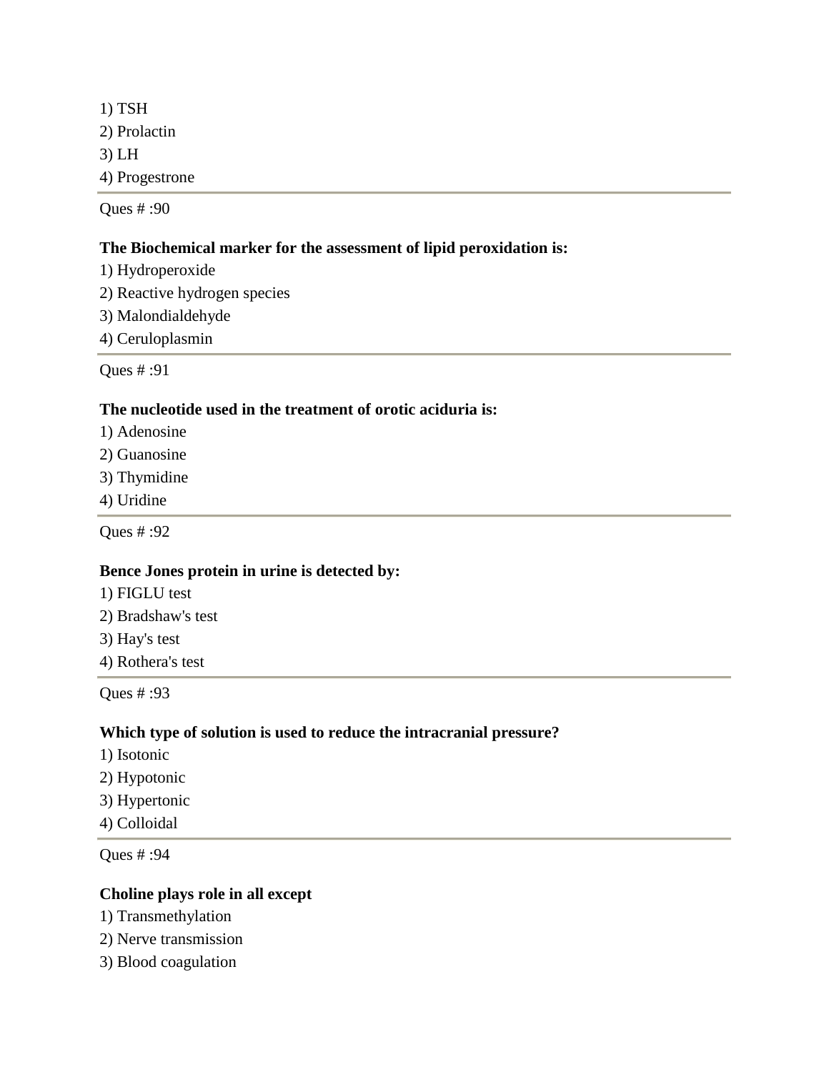1) TSH
2) Prolactin
3) LH
4) Progestrone

---

Ques # :90

**The Biochemical marker for the assessment of lipid peroxidation is:**

1) Hydroperoxide
2) Reactive hydrogen species
3) Malondialdehyde
4) Ceruloplasmin

---

Ques # :91

**The nucleotide used in the treatment of orotic aciduria is:**

1) Adenosine
2) Guanosine
3) Thymidine
4) Uridine

---

Ques # :92

**Bence Jones protein in urine is detected by:**

1) FIGLU test
2) Bradshaw's test
3) Hay's test
4) Rothera's test

---

Ques # :93

**Which type of solution is used to reduce the intracranial pressure?**

1) Isotonic
2) Hypotonic
3) Hypertonic
4) Colloidal

---

Ques # :94

**Choline plays role in all except**

1) Transmethylation
2) Nerve transmission
3) Blood coagulation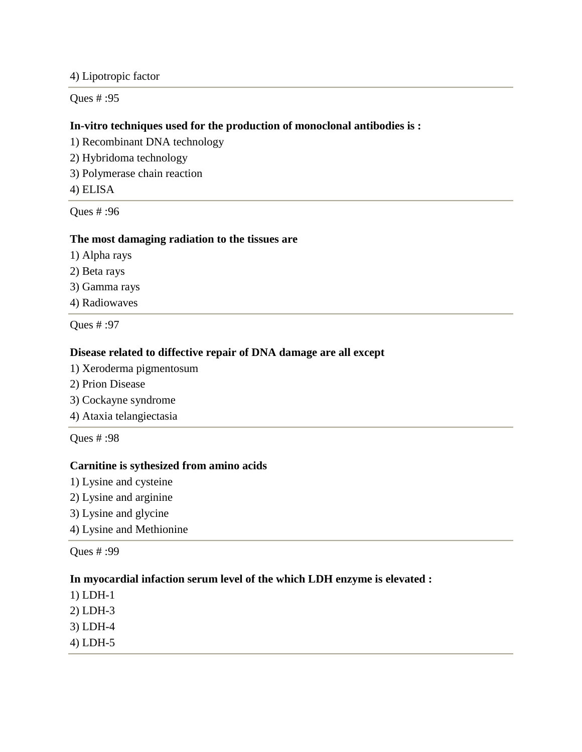4) Lipotropic factor

---

Ques # :95

**In-vitro techniques used for the production of monoclonal antibodies is :**

1) Recombinant DNA technology
2) Hybridoma technology
3) Polymerase chain reaction
4) ELISA

---

Ques # :96

**The most damaging radiation to the tissues are**

1) Alpha rays
2) Beta rays
3) Gamma rays
4) Radiowaves

---

Ques # :97

**Disease related to diffective repair of DNA damage are all except**

1) Xeroderma pigmentosum
2) Prion Disease
3) Cockayne syndrome
4) Ataxia telangiectasia

---

Ques # :98

**Carnitine is sythesized from amino acids**

1) Lysine and cysteine
2) Lysine and arginine
3) Lysine and glycine
4) Lysine and Methionine

---

Ques # :99

**In myocardial infaction serum level of the which LDH enzyme is elevated :**

1) LDH-1
2) LDH-3
3) LDH-4
4) LDH-5

---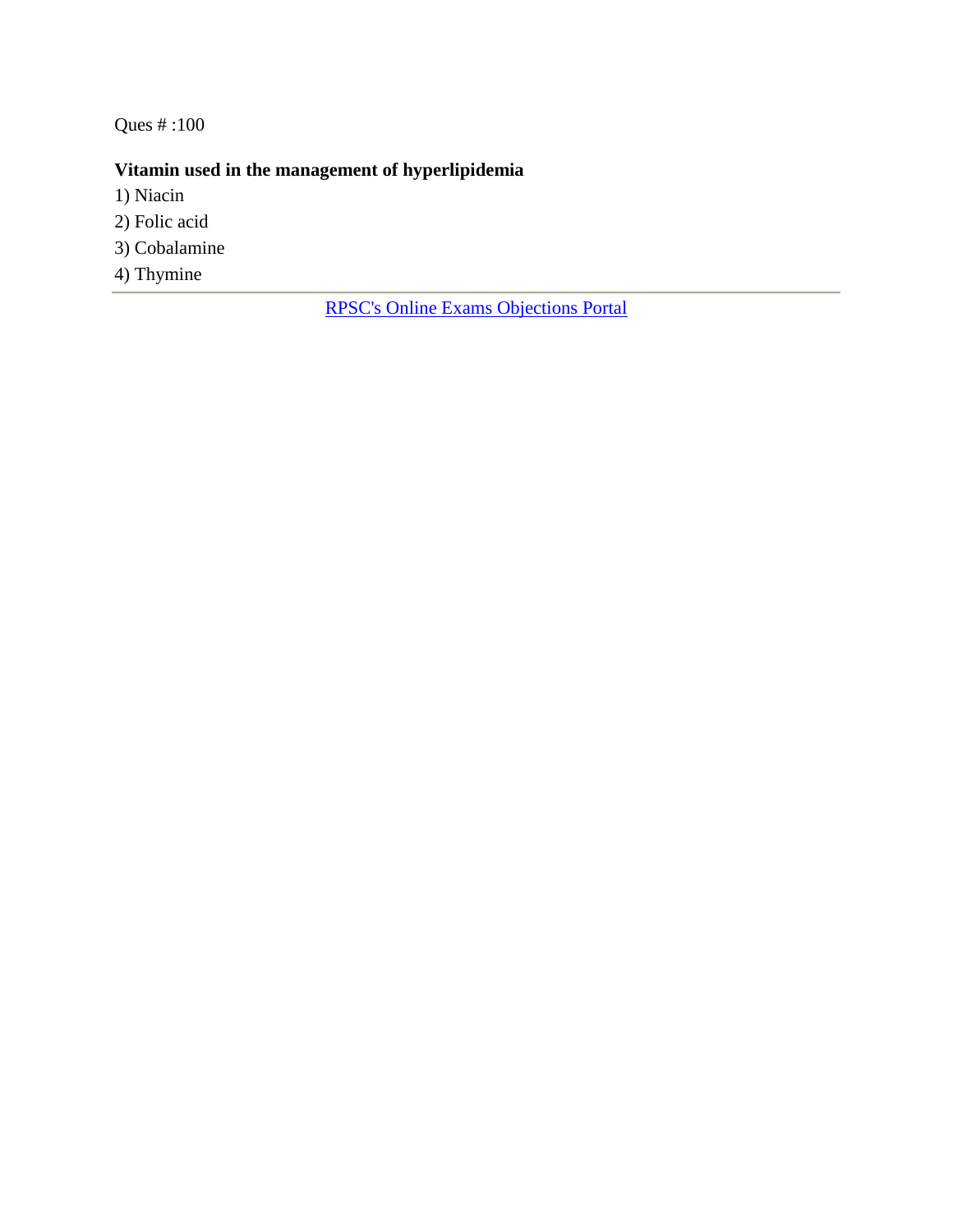Ques # :100

**Vitamin used in the management of hyperlipidemia**

1) Niacin
2) Folic acid
3) Cobalamine
4) Thymine

---

RPSC's Online Exams Objections Portal